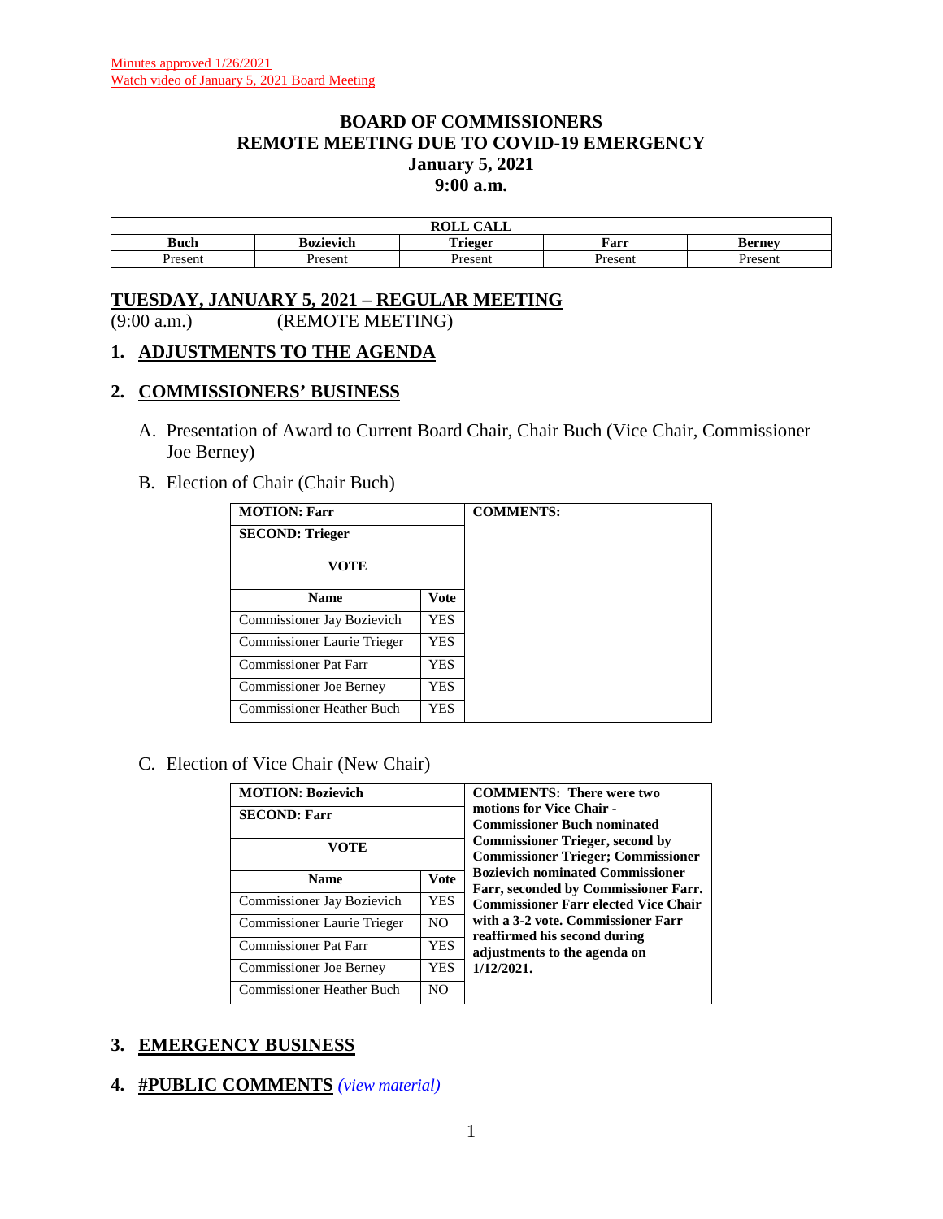Minutes approved 1/26/2021
Watch video of January 5, 2021 Board Meeting

# BOARD OF COMMISSIONERS
# REMOTE MEETING DUE TO COVID-19 EMERGENCY
# January 5, 2021
# 9:00 a.m.

| ROLL CALL | | | | |
|---|---|---|---|---|
| **Buch** | **Bozievich** | **Trieger** | **Farr** | **Berney** |
| Present | Present | Present | Present | Present |

## TUESDAY, JANUARY 5, 2021 – REGULAR MEETING
(9:00 a.m.) (REMOTE MEETING)

## 1. ADJUSTMENTS TO THE AGENDA

## 2. COMMISSIONERS' BUSINESS

A. Presentation of Award to Current Board Chair, Chair Buch (Vice Chair, Commissioner Joe Berney)

B. Election of Chair (Chair Buch)

| MOTION: Farr | | COMMENTS: |
|---|---|---|
| **SECOND: Trieger** | | |
| **VOTE** | | |
| **Name** | **Vote** | |
| Commissioner Jay Bozievich | YES | |
| Commissioner Laurie Trieger | YES | |
| Commissioner Pat Farr | YES | |
| Commissioner Joe Berney | YES | |
| Commissioner Heather Buch | YES | |

C. Election of Vice Chair (New Chair)

| MOTION: Bozievich | | COMMENTS: There were two motions for Vice Chair - Commissioner Buch nominated Commissioner Trieger, second by Commissioner Trieger; Commissioner Bozievich nominated Commissioner Farr, seconded by Commissioner Farr. Commissioner Farr elected Vice Chair with a 3-2 vote. Commissioner Farr reaffirmed his second during adjustments to the agenda on 1/12/2021. |
|---|---|---|
| **SECOND: Farr** | | |
| **VOTE** | | |
| **Name** | **Vote** | |
| Commissioner Jay Bozievich | YES | |
| Commissioner Laurie Trieger | NO | |
| Commissioner Pat Farr | YES | |
| Commissioner Joe Berney | YES | |
| Commissioner Heather Buch | NO | |

## 3. EMERGENCY BUSINESS

## 4. #PUBLIC COMMENTS *(view material)*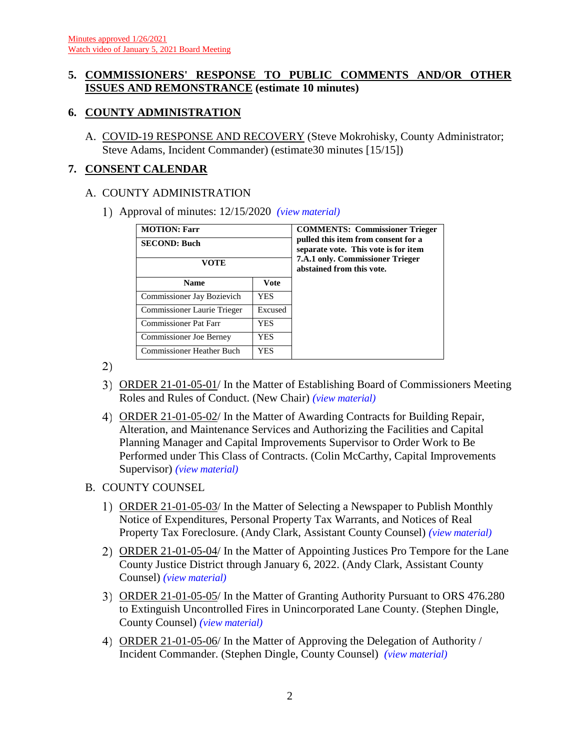Minutes approved 1/26/2021
Watch video of January 5, 2021 Board Meeting

## 5. COMMISSIONERS' RESPONSE TO PUBLIC COMMENTS AND/OR OTHER ISSUES AND REMONSTRANCE (estimate 10 minutes)

## 6. COUNTY ADMINISTRATION

A. COVID-19 RESPONSE AND RECOVERY (Steve Mokrohisky, County Administrator; Steve Adams, Incident Commander) (estimate30 minutes [15/15])

## 7. CONSENT CALENDAR

A. COUNTY ADMINISTRATION

1) Approval of minutes: 12/15/2020 *(view material)*

| MOTION: Farr | | COMMENTS: Commissioner Trieger pulled this item from consent for a separate vote. This vote is for item 7.A.1 only. Commissioner Trieger abstained from this vote. |
|---|---|---|
| SECOND: Buch | | |
| VOTE | | |
| Name | Vote | |
| Commissioner Jay Bozievich | YES | |
| Commissioner Laurie Trieger | Excused | |
| Commissioner Pat Farr | YES | |
| Commissioner Joe Berney | YES | |
| Commissioner Heather Buch | YES | |

2)

3) ORDER 21-01-05-01/ In the Matter of Establishing Board of Commissioners Meeting Roles and Rules of Conduct. (New Chair) *(view material)*

4) ORDER 21-01-05-02/ In the Matter of Awarding Contracts for Building Repair, Alteration, and Maintenance Services and Authorizing the Facilities and Capital Planning Manager and Capital Improvements Supervisor to Order Work to Be Performed under This Class of Contracts. (Colin McCarthy, Capital Improvements Supervisor) *(view material)*

B. COUNTY COUNSEL

1) ORDER 21-01-05-03/ In the Matter of Selecting a Newspaper to Publish Monthly Notice of Expenditures, Personal Property Tax Warrants, and Notices of Real Property Tax Foreclosure. (Andy Clark, Assistant County Counsel) *(view material)*

2) ORDER 21-01-05-04/ In the Matter of Appointing Justices Pro Tempore for the Lane County Justice District through January 6, 2022. (Andy Clark, Assistant County Counsel) *(view material)*

3) ORDER 21-01-05-05/ In the Matter of Granting Authority Pursuant to ORS 476.280 to Extinguish Uncontrolled Fires in Unincorporated Lane County. (Stephen Dingle, County Counsel) *(view material)*

4) ORDER 21-01-05-06/ In the Matter of Approving the Delegation of Authority / Incident Commander. (Stephen Dingle, County Counsel) *(view material)*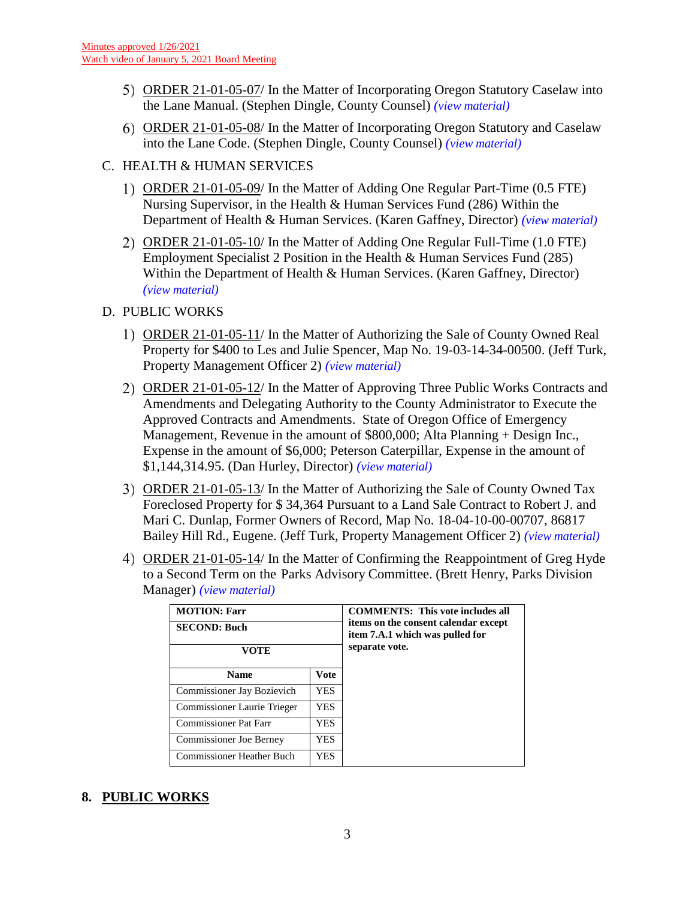Minutes approved 1/26/2021
Watch video of January 5, 2021 Board Meeting

5) ORDER 21-01-05-07/ In the Matter of Incorporating Oregon Statutory Caselaw into the Lane Manual. (Stephen Dingle, County Counsel) *(view material)*

6) ORDER 21-01-05-08/ In the Matter of Incorporating Oregon Statutory and Caselaw into the Lane Code. (Stephen Dingle, County Counsel) *(view material)*

C. HEALTH & HUMAN SERVICES

1) ORDER 21-01-05-09/ In the Matter of Adding One Regular Part-Time (0.5 FTE) Nursing Supervisor, in the Health & Human Services Fund (286) Within the Department of Health & Human Services. (Karen Gaffney, Director) *(view material)*

2) ORDER 21-01-05-10/ In the Matter of Adding One Regular Full-Time (1.0 FTE) Employment Specialist 2 Position in the Health & Human Services Fund (285) Within the Department of Health & Human Services. (Karen Gaffney, Director) *(view material)*

D. PUBLIC WORKS

1) ORDER 21-01-05-11/ In the Matter of Authorizing the Sale of County Owned Real Property for $400 to Les and Julie Spencer, Map No. 19-03-14-34-00500. (Jeff Turk, Property Management Officer 2) *(view material)*

2) ORDER 21-01-05-12/ In the Matter of Approving Three Public Works Contracts and Amendments and Delegating Authority to the County Administrator to Execute the Approved Contracts and Amendments. State of Oregon Office of Emergency Management, Revenue in the amount of $800,000; Alta Planning + Design Inc., Expense in the amount of $6,000; Peterson Caterpillar, Expense in the amount of $1,144,314.95. (Dan Hurley, Director) *(view material)*

3) ORDER 21-01-05-13/ In the Matter of Authorizing the Sale of County Owned Tax Foreclosed Property for $ 34,364 Pursuant to a Land Sale Contract to Robert J. and Mari C. Dunlap, Former Owners of Record, Map No. 18-04-10-00-00707, 86817 Bailey Hill Rd., Eugene. (Jeff Turk, Property Management Officer 2) *(view material)*

4) ORDER 21-01-05-14/ In the Matter of Confirming the Reappointment of Greg Hyde to a Second Term on the Parks Advisory Committee. (Brett Henry, Parks Division Manager) *(view material)*

| **MOTION: Farr** | | **COMMENTS: This vote includes all items on the consent calendar except item 7.A.1 which was pulled for separate vote.** |
|---|---|---|
| **SECOND: Buch** | | |
| **VOTE** | | |
| **Name** | **Vote** | |
| Commissioner Jay Bozievich | YES | |
| Commissioner Laurie Trieger | YES | |
| Commissioner Pat Farr | YES | |
| Commissioner Joe Berney | YES | |
| Commissioner Heather Buch | YES | |

## 8. PUBLIC WORKS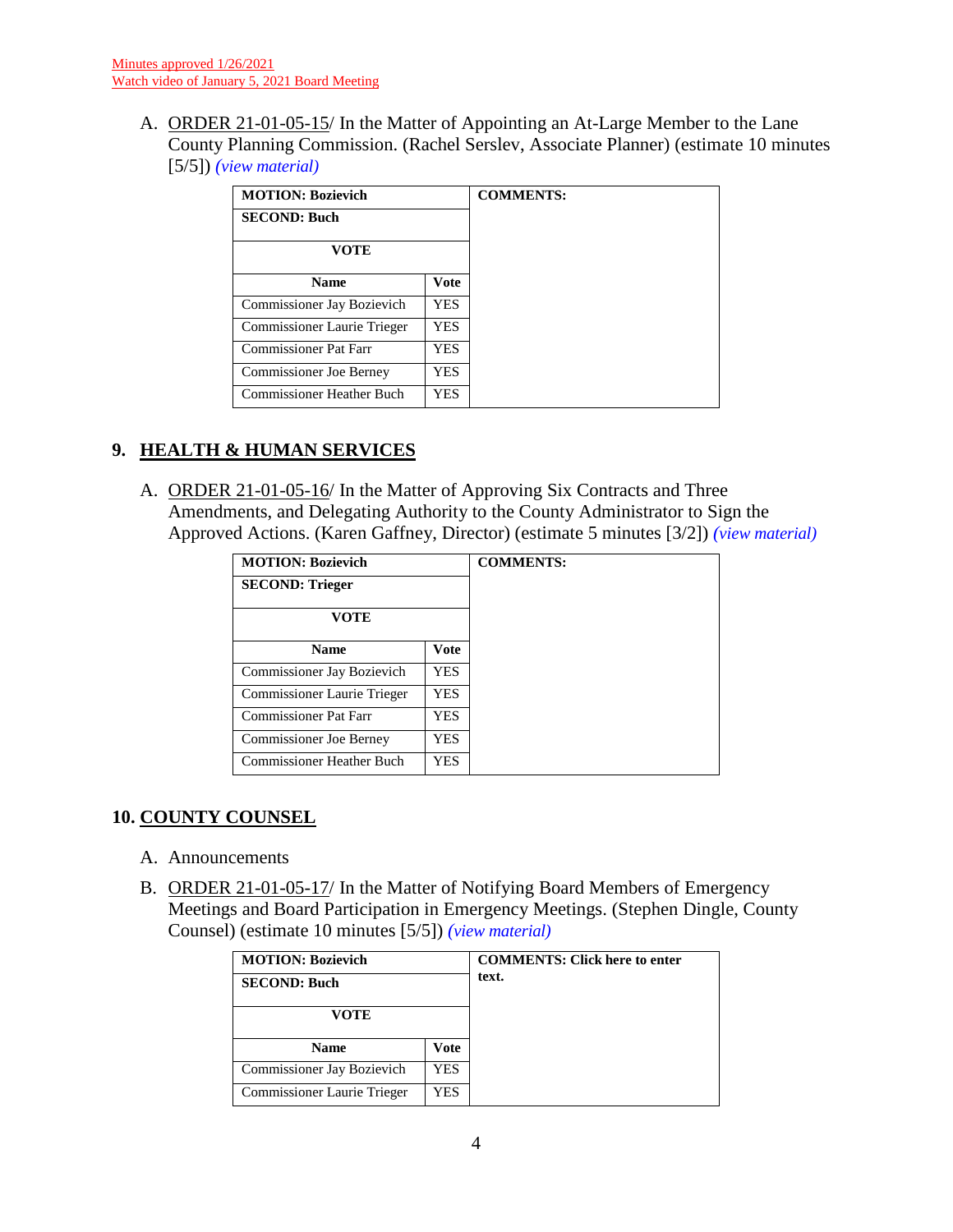Minutes approved 1/26/2021
Watch video of January 5, 2021 Board Meeting

A. ORDER 21-01-05-15/ In the Matter of Appointing an At-Large Member to the Lane County Planning Commission. (Rachel Serslev, Associate Planner) (estimate 10 minutes [5/5]) *(view material)*

| **MOTION: Bozievich** | | **COMMENTS:** |
|---|---|---|
| **SECOND: Buch** | | |
| **VOTE** | | |
| **Name** | **Vote** | |
| Commissioner Jay Bozievich | YES | |
| Commissioner Laurie Trieger | YES | |
| Commissioner Pat Farr | YES | |
| Commissioner Joe Berney | YES | |
| Commissioner Heather Buch | YES | |

## 9. HEALTH & HUMAN SERVICES

A. ORDER 21-01-05-16/ In the Matter of Approving Six Contracts and Three Amendments, and Delegating Authority to the County Administrator to Sign the Approved Actions. (Karen Gaffney, Director) (estimate 5 minutes [3/2]) *(view material)*

| **MOTION: Bozievich** | | **COMMENTS:** |
|---|---|---|
| **SECOND: Trieger** | | |
| **VOTE** | | |
| **Name** | **Vote** | |
| Commissioner Jay Bozievich | YES | |
| Commissioner Laurie Trieger | YES | |
| Commissioner Pat Farr | YES | |
| Commissioner Joe Berney | YES | |
| Commissioner Heather Buch | YES | |

## 10. COUNTY COUNSEL

A. Announcements

B. ORDER 21-01-05-17/ In the Matter of Notifying Board Members of Emergency Meetings and Board Participation in Emergency Meetings. (Stephen Dingle, County Counsel) (estimate 10 minutes [5/5]) *(view material)*

| **MOTION: Bozievich** | | **COMMENTS: Click here to enter text.** |
|---|---|---|
| **SECOND: Buch** | | |
| **VOTE** | | |
| **Name** | **Vote** | |
| Commissioner Jay Bozievich | YES | |
| Commissioner Laurie Trieger | YES | |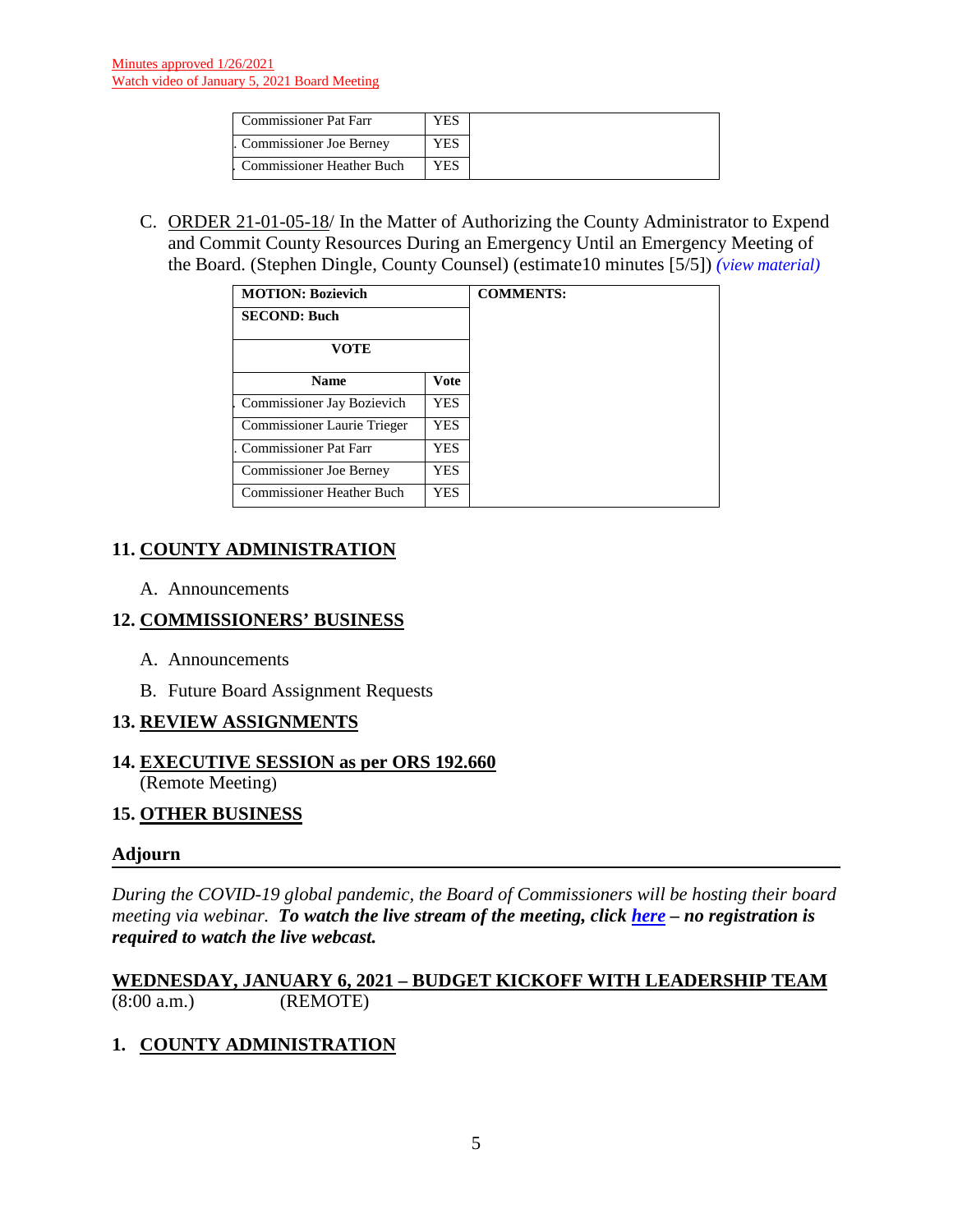Minutes approved 1/26/2021
Watch video of January 5, 2021 Board Meeting

| | | |
|---|---|---|
| Commissioner Pat Farr | YES | |
| Commissioner Joe Berney | YES | |
| Commissioner Heather Buch | YES | |

C. ORDER 21-01-05-18/ In the Matter of Authorizing the County Administrator to Expend and Commit County Resources During an Emergency Until an Emergency Meeting of the Board. (Stephen Dingle, County Counsel) (estimate10 minutes [5/5]) *(view material)*

| **MOTION: Bozievich** | | **COMMENTS:** |
|---|---|---|
| **SECOND: Buch** | | |
| **VOTE** | | |
| **Name** | **Vote** | |
| Commissioner Jay Bozievich | YES | |
| Commissioner Laurie Trieger | YES | |
| Commissioner Pat Farr | YES | |
| Commissioner Joe Berney | YES | |
| Commissioner Heather Buch | YES | |

## 11. COUNTY ADMINISTRATION

A. Announcements

## 12. COMMISSIONERS' BUSINESS

A. Announcements

B. Future Board Assignment Requests

## 13. REVIEW ASSIGNMENTS

## 14. EXECUTIVE SESSION as per ORS 192.660
(Remote Meeting)

## 15. OTHER BUSINESS

## Adjourn

*During the COVID-19 global pandemic, the Board of Commissioners will be hosting their board meeting via webinar.* ***To watch the live stream of the meeting, click here – no registration is required to watch the live webcast.***

## WEDNESDAY, JANUARY 6, 2021 – BUDGET KICKOFF WITH LEADERSHIP TEAM
(8:00 a.m.) (REMOTE)

## 1. COUNTY ADMINISTRATION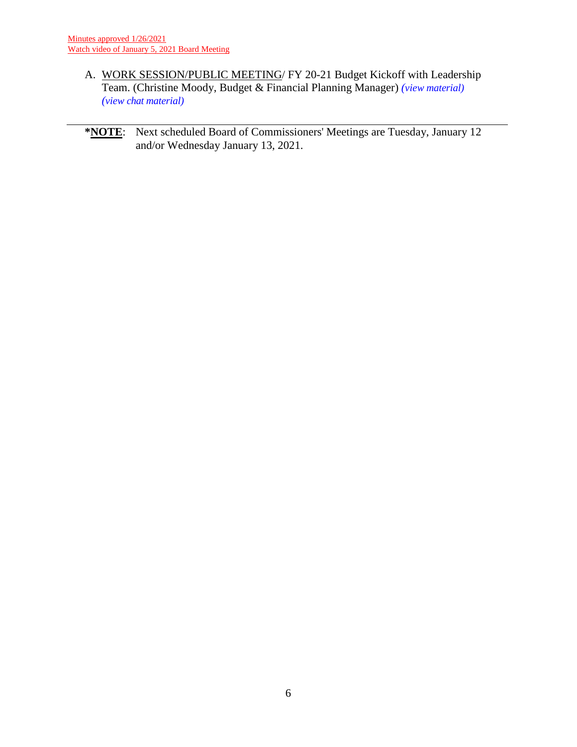Minutes approved 1/26/2021
Watch video of January 5, 2021 Board Meeting

A. WORK SESSION/PUBLIC MEETING/ FY 20-21 Budget Kickoff with Leadership Team. (Christine Moody, Budget & Financial Planning Manager) *(view material)* *(view chat material)*

---

***NOTE**: Next scheduled Board of Commissioners' Meetings are Tuesday, January 12 and/or Wednesday January 13, 2021.